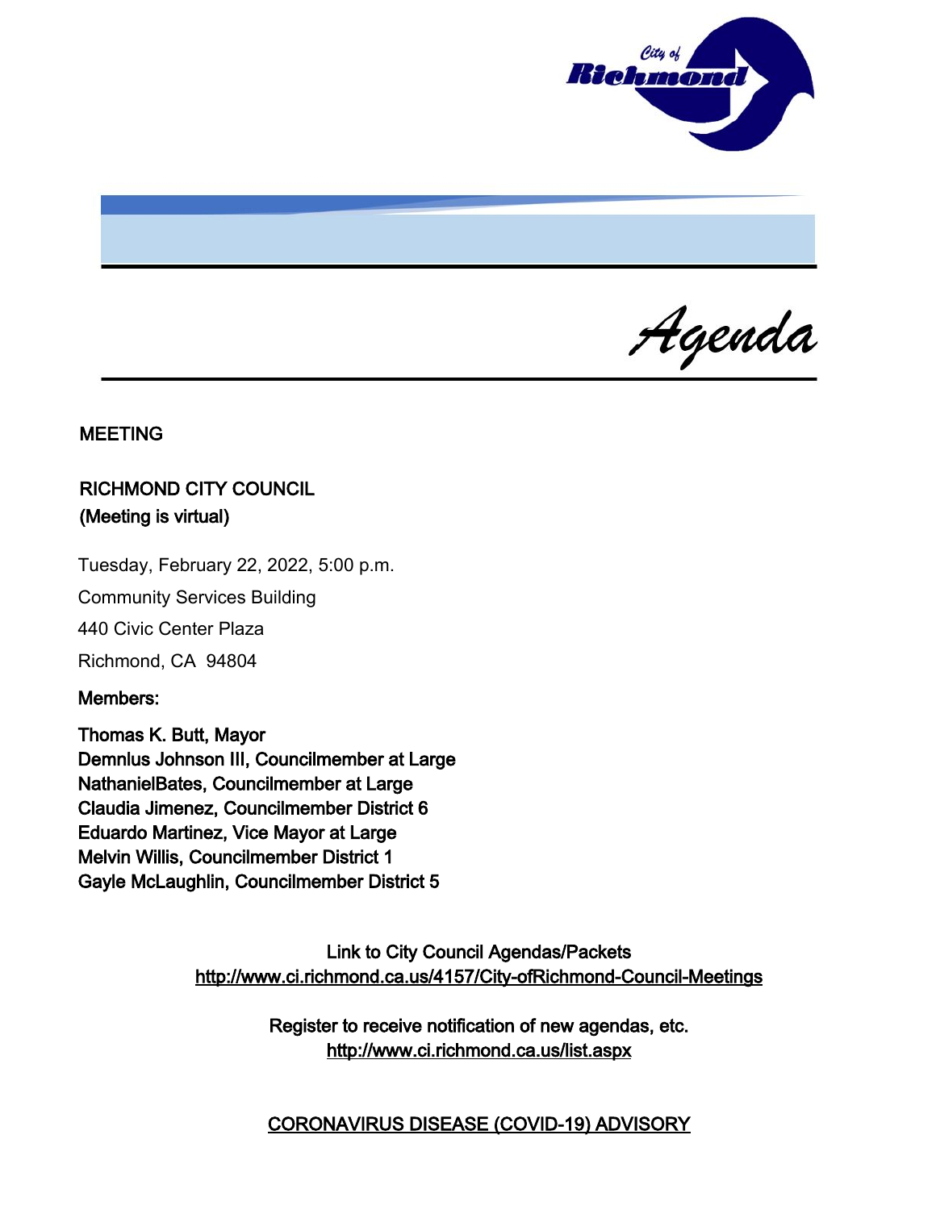# Agenda

**MEETING**

**RICHMOND CITY COUNCIL**
**(Meeting is virtual)**

Tuesday, February 22, 2022, 5:00 p.m.

Community Services Building

440 Civic Center Plaza

Richmond, CA 94804

**Members:**

**Thomas K. Butt, Mayor**
**Demnlus Johnson III, Councilmember at Large**
**NathanielBates, Councilmember at Large**
**Claudia Jimenez, Councilmember District 6**
**Eduardo Martinez, Vice Mayor at Large**
**Melvin Willis, Councilmember District 1**
**Gayle McLaughlin, Councilmember District 5**

Link to City Council Agendas/Packets
http://www.ci.richmond.ca.us/4157/City-ofRichmond-Council-Meetings

Register to receive notification of new agendas, etc.
http://www.ci.richmond.ca.us/list.aspx

CORONAVIRUS DISEASE (COVID-19) ADVISORY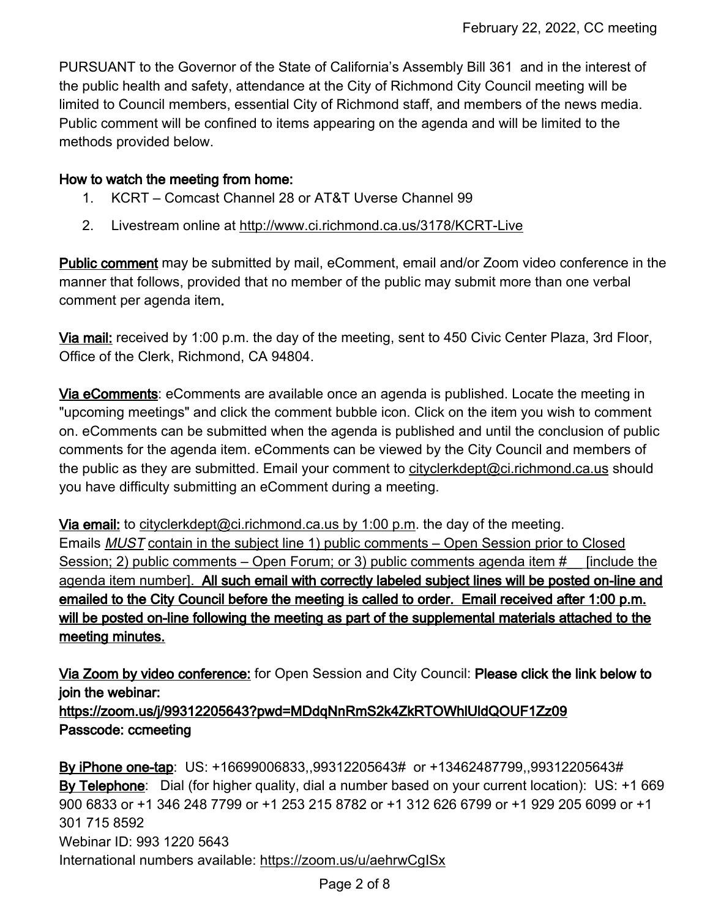PURSUANT to the Governor of the State of California's Assembly Bill 361 and in the interest of the public health and safety, attendance at the City of Richmond City Council meeting will be limited to Council members, essential City of Richmond staff, and members of the news media. Public comment will be confined to items appearing on the agenda and will be limited to the methods provided below.

**How to watch the meeting from home:**

1. KCRT – Comcast Channel 28 or AT&T Uverse Channel 99
2. Livestream online at http://www.ci.richmond.ca.us/3178/KCRT-Live

**Public comment** may be submitted by mail, eComment, email and/or Zoom video conference in the manner that follows, provided that no member of the public may submit more than one verbal comment per agenda item.

**Via mail:** received by 1:00 p.m. the day of the meeting, sent to 450 Civic Center Plaza, 3rd Floor, Office of the Clerk, Richmond, CA 94804.

**Via eComments**: eComments are available once an agenda is published. Locate the meeting in "upcoming meetings" and click the comment bubble icon. Click on the item you wish to comment on. eComments can be submitted when the agenda is published and until the conclusion of public comments for the agenda item. eComments can be viewed by the City Council and members of the public as they are submitted. Email your comment to cityclerkdept@ci.richmond.ca.us should you have difficulty submitting an eComment during a meeting.

**Via email:** to cityclerkdept@ci.richmond.ca.us by 1:00 p.m. the day of the meeting. Emails *MUST* contain in the subject line 1) public comments – Open Session prior to Closed Session; 2) public comments – Open Forum; or 3) public comments agenda item #__ [include the agenda item number]. **All such email with correctly labeled subject lines will be posted on-line and emailed to the City Council before the meeting is called to order. Email received after 1:00 p.m. will be posted on-line following the meeting as part of the supplemental materials attached to the meeting minutes.**

**Via Zoom by video conference:** for Open Session and City Council: **Please click the link below to join the webinar:**
**https://zoom.us/j/99312205643?pwd=MDdqNnRmS2k4ZkRTOWhlUldQOUF1Zz09**
**Passcode: ccmeeting**

**By iPhone one-tap**: US: +16699006833,,99312205643# or +13462487799,,99312205643#
**By Telephone**: Dial (for higher quality, dial a number based on your current location): US: +1 669 900 6833 or +1 346 248 7799 or +1 253 215 8782 or +1 312 626 6799 or +1 929 205 6099 or +1 301 715 8592
Webinar ID: 993 1220 5643
International numbers available: https://zoom.us/u/aehrwCgISx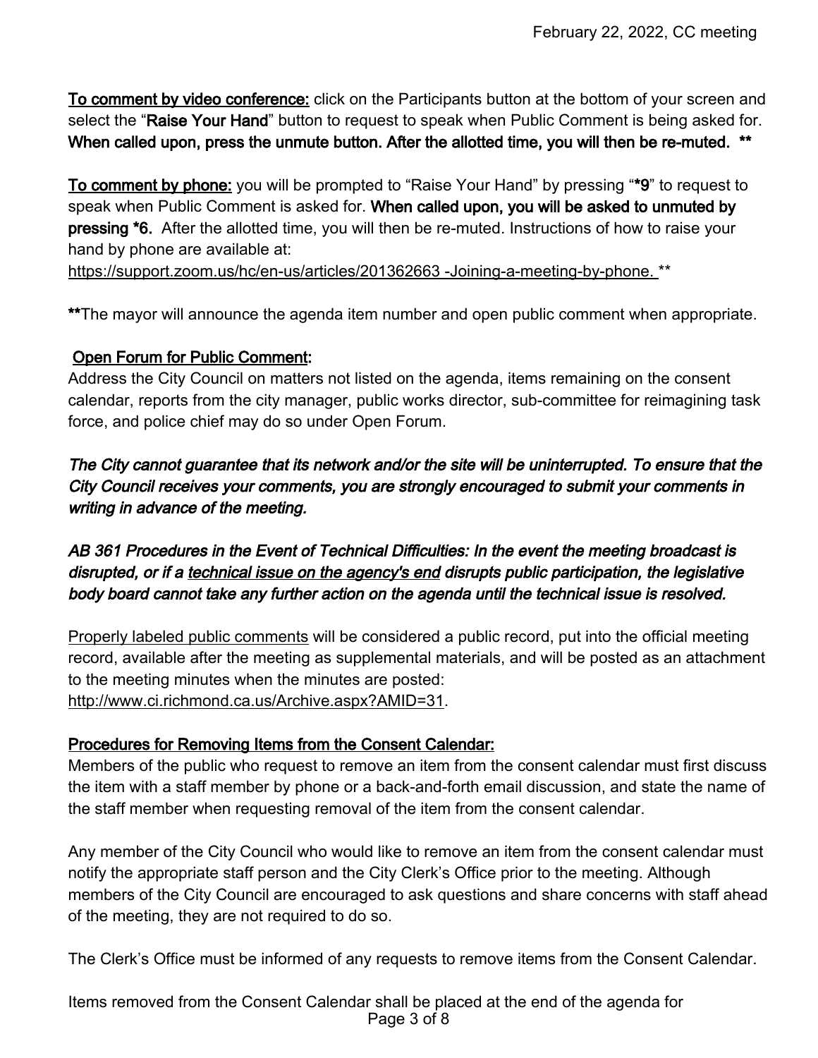**To comment by video conference:** click on the Participants button at the bottom of your screen and select the "**Raise Your Hand**" button to request to speak when Public Comment is being asked for. **When called upon, press the unmute button. After the allotted time, you will then be re-muted. \*\***

**To comment by phone:** you will be prompted to "Raise Your Hand" by pressing "**\*9**" to request to speak when Public Comment is asked for. **When called upon, you will be asked to unmuted by pressing \*6.** After the allotted time, you will then be re-muted. Instructions of how to raise your hand by phone are available at: https://support.zoom.us/hc/en-us/articles/201362663 -Joining-a-meeting-by-phone. \*\*

**\*\***The mayor will announce the agenda item number and open public comment when appropriate.

**Open Forum for Public Comment:**
Address the City Council on matters not listed on the agenda, items remaining on the consent calendar, reports from the city manager, public works director, sub-committee for reimagining task force, and police chief may do so under Open Forum.

***The City cannot guarantee that its network and/or the site will be uninterrupted. To ensure that the City Council receives your comments, you are strongly encouraged to submit your comments in writing in advance of the meeting.***

***AB 361 Procedures in the Event of Technical Difficulties: In the event the meeting broadcast is disrupted, or if a technical issue on the agency's end disrupts public participation, the legislative body board cannot take any further action on the agenda until the technical issue is resolved.***

Properly labeled public comments will be considered a public record, put into the official meeting record, available after the meeting as supplemental materials, and will be posted as an attachment to the meeting minutes when the minutes are posted: http://www.ci.richmond.ca.us/Archive.aspx?AMID=31.

**Procedures for Removing Items from the Consent Calendar:**
Members of the public who request to remove an item from the consent calendar must first discuss the item with a staff member by phone or a back-and-forth email discussion, and state the name of the staff member when requesting removal of the item from the consent calendar.

Any member of the City Council who would like to remove an item from the consent calendar must notify the appropriate staff person and the City Clerk's Office prior to the meeting. Although members of the City Council are encouraged to ask questions and share concerns with staff ahead of the meeting, they are not required to do so.

The Clerk's Office must be informed of any requests to remove items from the Consent Calendar.

Items removed from the Consent Calendar shall be placed at the end of the agenda for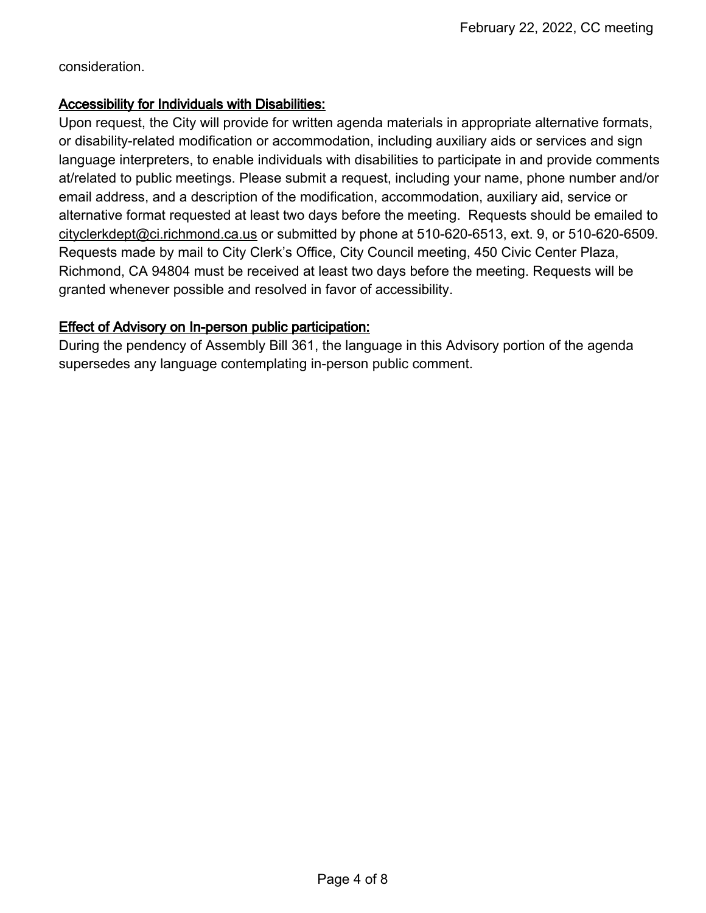consideration.

**Accessibility for Individuals with Disabilities:**

Upon request, the City will provide for written agenda materials in appropriate alternative formats, or disability-related modification or accommodation, including auxiliary aids or services and sign language interpreters, to enable individuals with disabilities to participate in and provide comments at/related to public meetings. Please submit a request, including your name, phone number and/or email address, and a description of the modification, accommodation, auxiliary aid, service or alternative format requested at least two days before the meeting. Requests should be emailed to cityclerkdept@ci.richmond.ca.us or submitted by phone at 510-620-6513, ext. 9, or 510-620-6509. Requests made by mail to City Clerk's Office, City Council meeting, 450 Civic Center Plaza, Richmond, CA 94804 must be received at least two days before the meeting. Requests will be granted whenever possible and resolved in favor of accessibility.

**Effect of Advisory on In-person public participation:**

During the pendency of Assembly Bill 361, the language in this Advisory portion of the agenda supersedes any language contemplating in-person public comment.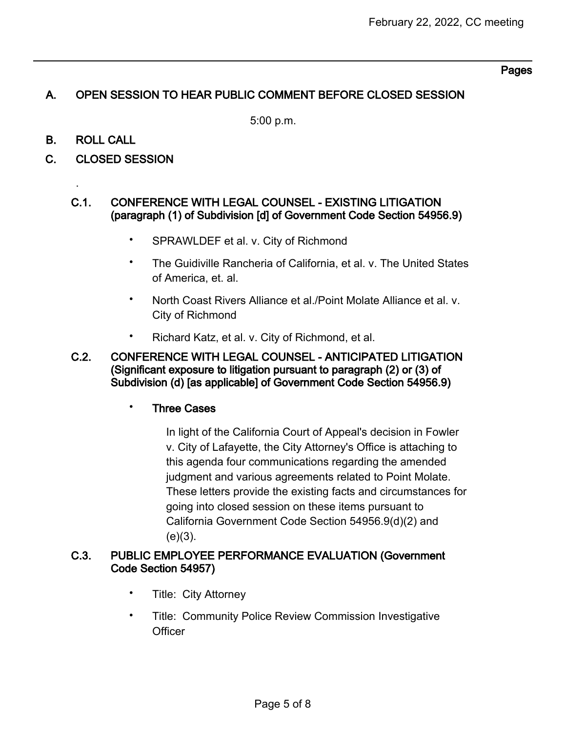Pages

## A. OPEN SESSION TO HEAR PUBLIC COMMENT BEFORE CLOSED SESSION

5:00 p.m.

## B. ROLL CALL

## C. CLOSED SESSION

.

### C.1. CONFERENCE WITH LEGAL COUNSEL - EXISTING LITIGATION (paragraph (1) of Subdivision [d] of Government Code Section 54956.9)

- SPRAWLDEF et al. v. City of Richmond
- The Guidiville Rancheria of California, et al. v. The United States of America, et. al.
- North Coast Rivers Alliance et al./Point Molate Alliance et al. v. City of Richmond
- Richard Katz, et al. v. City of Richmond, et al.

### C.2. CONFERENCE WITH LEGAL COUNSEL - ANTICIPATED LITIGATION (Significant exposure to litigation pursuant to paragraph (2) or (3) of Subdivision (d) [as applicable] of Government Code Section 54956.9)

- **Three Cases**

  In light of the California Court of Appeal's decision in Fowler v. City of Lafayette, the City Attorney's Office is attaching to this agenda four communications regarding the amended judgment and various agreements related to Point Molate. These letters provide the existing facts and circumstances for going into closed session on these items pursuant to California Government Code Section 54956.9(d)(2) and (e)(3).

### C.3. PUBLIC EMPLOYEE PERFORMANCE EVALUATION (Government Code Section 54957)

- Title: City Attorney
- Title: Community Police Review Commission Investigative Officer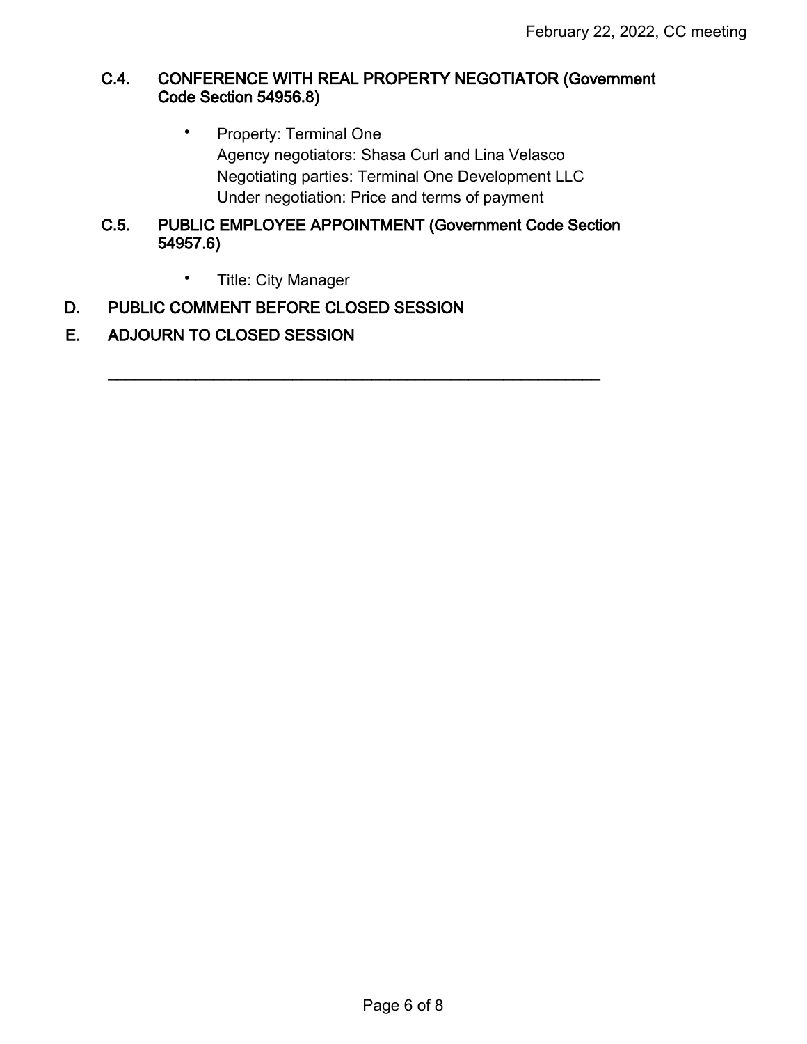### C.4. CONFERENCE WITH REAL PROPERTY NEGOTIATOR (Government Code Section 54956.8)

- Property: Terminal One
  Agency negotiators: Shasa Curl and Lina Velasco
  Negotiating parties: Terminal One Development LLC
  Under negotiation: Price and terms of payment

### C.5. PUBLIC EMPLOYEE APPOINTMENT (Government Code Section 54957.6)

- Title: City Manager

## D. PUBLIC COMMENT BEFORE CLOSED SESSION

## E. ADJOURN TO CLOSED SESSION

---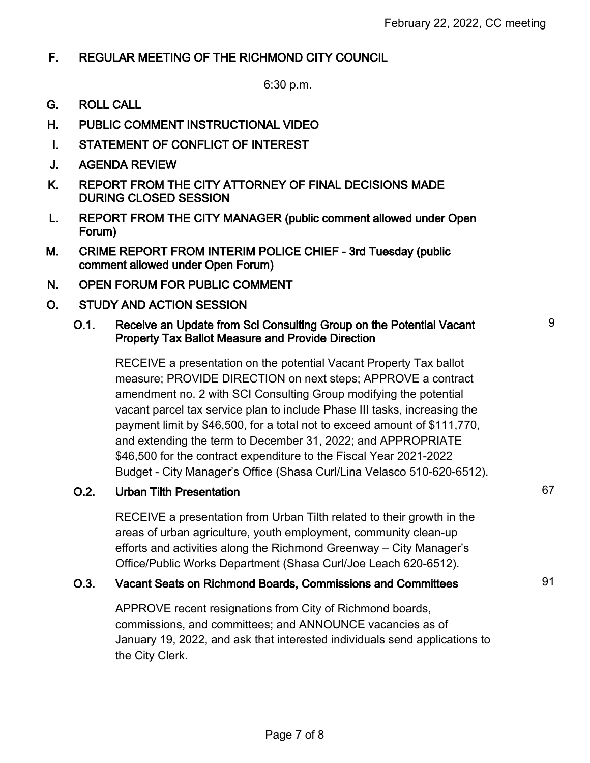## F. REGULAR MEETING OF THE RICHMOND CITY COUNCIL

6:30 p.m.

## G. ROLL CALL

## H. PUBLIC COMMENT INSTRUCTIONAL VIDEO

## I. STATEMENT OF CONFLICT OF INTEREST

## J. AGENDA REVIEW

## K. REPORT FROM THE CITY ATTORNEY OF FINAL DECISIONS MADE DURING CLOSED SESSION

## L. REPORT FROM THE CITY MANAGER (public comment allowed under Open Forum)

## M. CRIME REPORT FROM INTERIM POLICE CHIEF - 3rd Tuesday (public comment allowed under Open Forum)

## N. OPEN FORUM FOR PUBLIC COMMENT

## O. STUDY AND ACTION SESSION

### O.1. Receive an Update from Sci Consulting Group on the Potential Vacant Property Tax Ballot Measure and Provide Direction — 9

RECEIVE a presentation on the potential Vacant Property Tax ballot measure; PROVIDE DIRECTION on next steps; APPROVE a contract amendment no. 2 with SCI Consulting Group modifying the potential vacant parcel tax service plan to include Phase III tasks, increasing the payment limit by $46,500, for a total not to exceed amount of $111,770, and extending the term to December 31, 2022; and APPROPRIATE $46,500 for the contract expenditure to the Fiscal Year 2021-2022 Budget - City Manager's Office (Shasa Curl/Lina Velasco 510-620-6512).

### O.2. Urban Tilth Presentation — 67

RECEIVE a presentation from Urban Tilth related to their growth in the areas of urban agriculture, youth employment, community clean-up efforts and activities along the Richmond Greenway – City Manager's Office/Public Works Department (Shasa Curl/Joe Leach 620-6512).

### O.3. Vacant Seats on Richmond Boards, Commissions and Committees — 91

APPROVE recent resignations from City of Richmond boards, commissions, and committees; and ANNOUNCE vacancies as of January 19, 2022, and ask that interested individuals send applications to the City Clerk.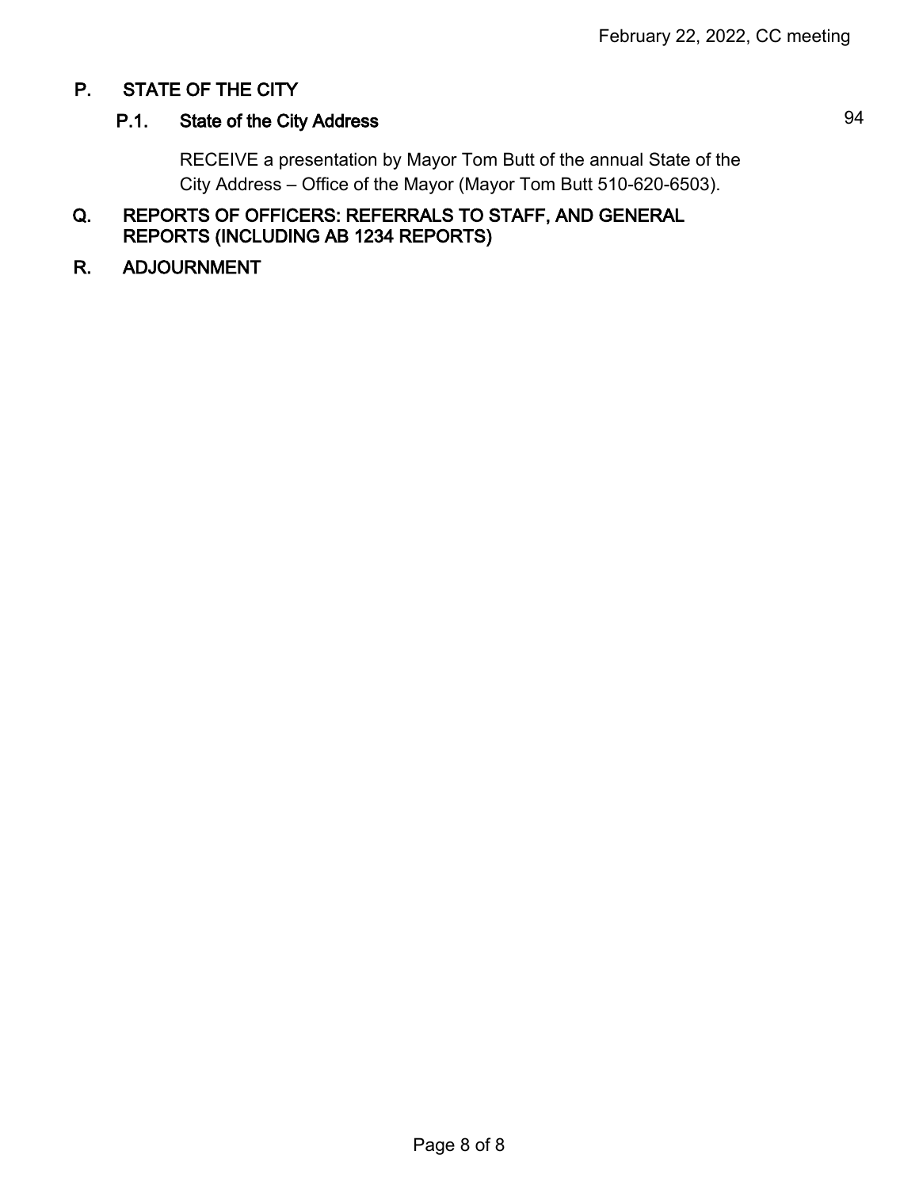## P. STATE OF THE CITY

### P.1. State of the City Address

94

RECEIVE a presentation by Mayor Tom Butt of the annual State of the City Address – Office of the Mayor (Mayor Tom Butt 510-620-6503).

## Q. REPORTS OF OFFICERS: REFERRALS TO STAFF, AND GENERAL REPORTS (INCLUDING AB 1234 REPORTS)

## R. ADJOURNMENT